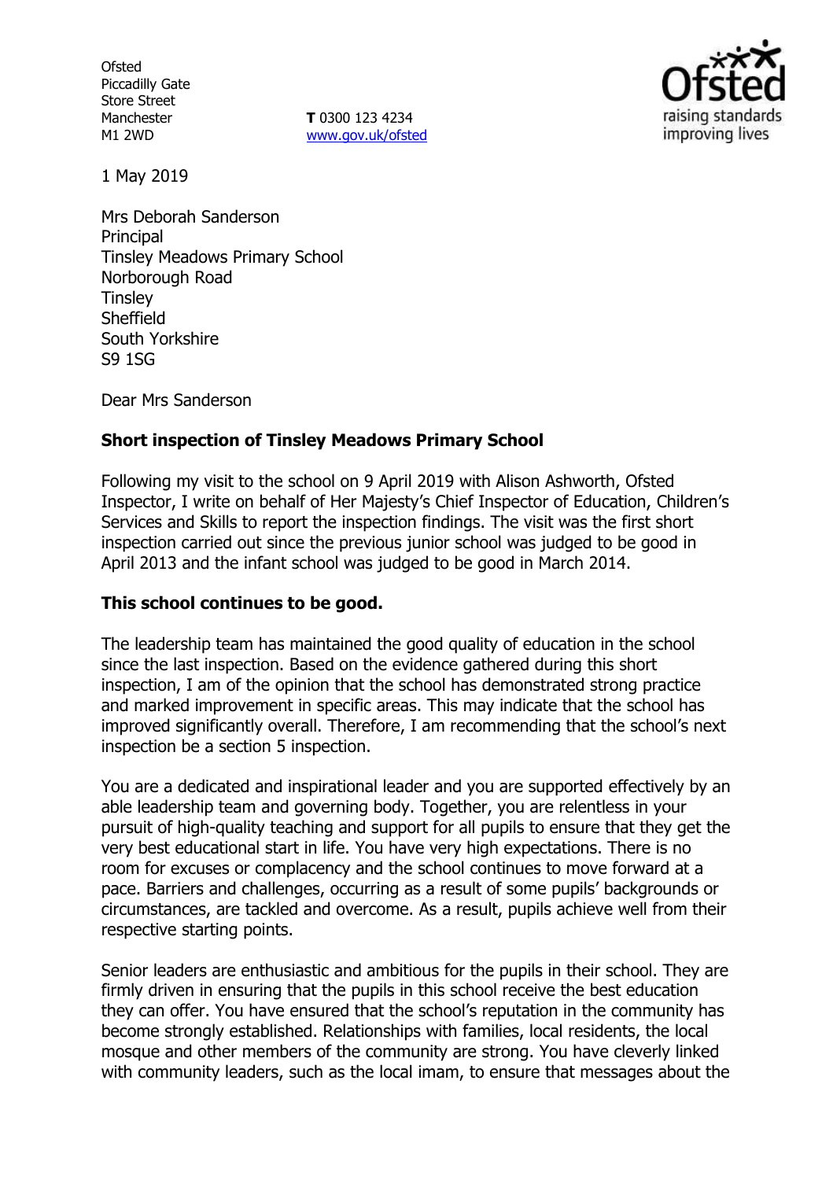Ofsted
Piccadilly Gate
Store Street
Manchester
M1 2WD

**T** 0300 123 4234
www.gov.uk/ofsted

1 May 2019

Mrs Deborah Sanderson
Principal
Tinsley Meadows Primary School
Norborough Road
Tinsley
Sheffield
South Yorkshire
S9 1SG

Dear Mrs Sanderson

**Short inspection of Tinsley Meadows Primary School**

Following my visit to the school on 9 April 2019 with Alison Ashworth, Ofsted Inspector, I write on behalf of Her Majesty's Chief Inspector of Education, Children's Services and Skills to report the inspection findings. The visit was the first short inspection carried out since the previous junior school was judged to be good in April 2013 and the infant school was judged to be good in March 2014.

**This school continues to be good.**

The leadership team has maintained the good quality of education in the school since the last inspection. Based on the evidence gathered during this short inspection, I am of the opinion that the school has demonstrated strong practice and marked improvement in specific areas. This may indicate that the school has improved significantly overall. Therefore, I am recommending that the school's next inspection be a section 5 inspection.

You are a dedicated and inspirational leader and you are supported effectively by an able leadership team and governing body. Together, you are relentless in your pursuit of high-quality teaching and support for all pupils to ensure that they get the very best educational start in life. You have very high expectations. There is no room for excuses or complacency and the school continues to move forward at a pace. Barriers and challenges, occurring as a result of some pupils' backgrounds or circumstances, are tackled and overcome. As a result, pupils achieve well from their respective starting points.

Senior leaders are enthusiastic and ambitious for the pupils in their school. They are firmly driven in ensuring that the pupils in this school receive the best education they can offer. You have ensured that the school's reputation in the community has become strongly established. Relationships with families, local residents, the local mosque and other members of the community are strong. You have cleverly linked with community leaders, such as the local imam, to ensure that messages about the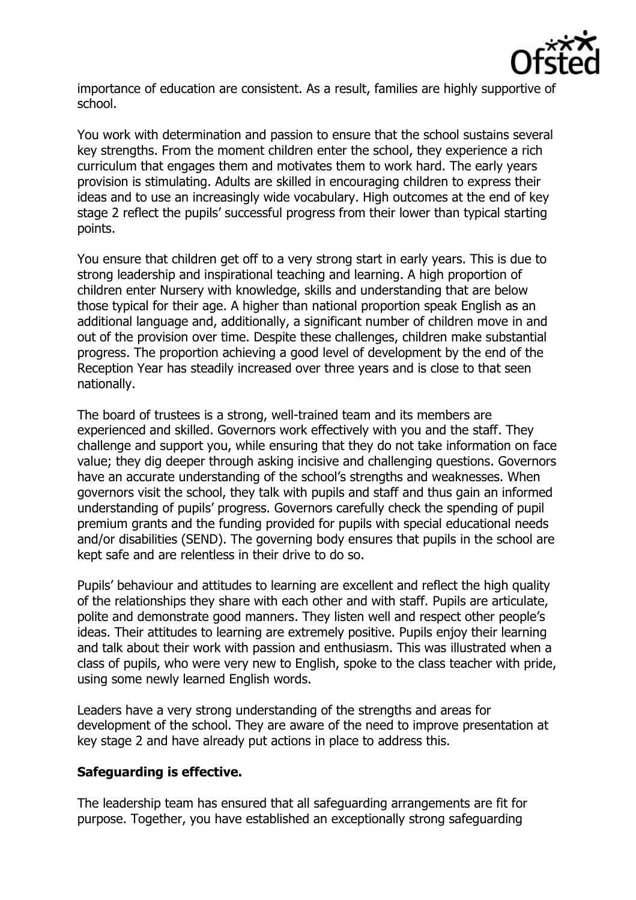importance of education are consistent. As a result, families are highly supportive of school.

You work with determination and passion to ensure that the school sustains several key strengths. From the moment children enter the school, they experience a rich curriculum that engages them and motivates them to work hard. The early years provision is stimulating. Adults are skilled in encouraging children to express their ideas and to use an increasingly wide vocabulary. High outcomes at the end of key stage 2 reflect the pupils' successful progress from their lower than typical starting points.

You ensure that children get off to a very strong start in early years. This is due to strong leadership and inspirational teaching and learning. A high proportion of children enter Nursery with knowledge, skills and understanding that are below those typical for their age. A higher than national proportion speak English as an additional language and, additionally, a significant number of children move in and out of the provision over time. Despite these challenges, children make substantial progress. The proportion achieving a good level of development by the end of the Reception Year has steadily increased over three years and is close to that seen nationally.

The board of trustees is a strong, well-trained team and its members are experienced and skilled. Governors work effectively with you and the staff. They challenge and support you, while ensuring that they do not take information on face value; they dig deeper through asking incisive and challenging questions. Governors have an accurate understanding of the school's strengths and weaknesses. When governors visit the school, they talk with pupils and staff and thus gain an informed understanding of pupils' progress. Governors carefully check the spending of pupil premium grants and the funding provided for pupils with special educational needs and/or disabilities (SEND). The governing body ensures that pupils in the school are kept safe and are relentless in their drive to do so.

Pupils' behaviour and attitudes to learning are excellent and reflect the high quality of the relationships they share with each other and with staff. Pupils are articulate, polite and demonstrate good manners. They listen well and respect other people's ideas. Their attitudes to learning are extremely positive. Pupils enjoy their learning and talk about their work with passion and enthusiasm. This was illustrated when a class of pupils, who were very new to English, spoke to the class teacher with pride, using some newly learned English words.

Leaders have a very strong understanding of the strengths and areas for development of the school. They are aware of the need to improve presentation at key stage 2 and have already put actions in place to address this.

**Safeguarding is effective.**

The leadership team has ensured that all safeguarding arrangements are fit for purpose. Together, you have established an exceptionally strong safeguarding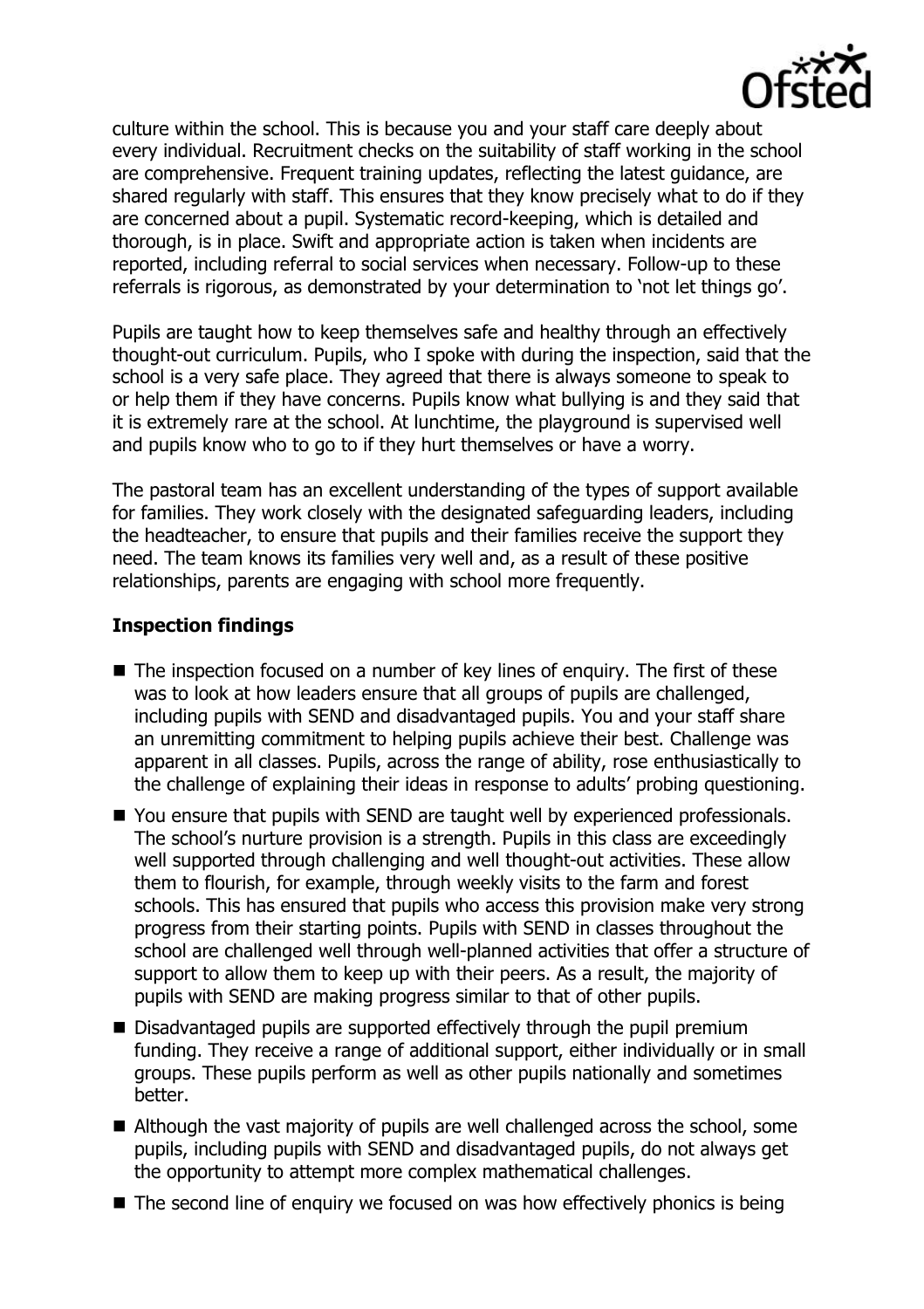culture within the school. This is because you and your staff care deeply about every individual. Recruitment checks on the suitability of staff working in the school are comprehensive. Frequent training updates, reflecting the latest guidance, are shared regularly with staff. This ensures that they know precisely what to do if they are concerned about a pupil. Systematic record-keeping, which is detailed and thorough, is in place. Swift and appropriate action is taken when incidents are reported, including referral to social services when necessary. Follow-up to these referrals is rigorous, as demonstrated by your determination to 'not let things go'.

Pupils are taught how to keep themselves safe and healthy through an effectively thought-out curriculum. Pupils, who I spoke with during the inspection, said that the school is a very safe place. They agreed that there is always someone to speak to or help them if they have concerns. Pupils know what bullying is and they said that it is extremely rare at the school. At lunchtime, the playground is supervised well and pupils know who to go to if they hurt themselves or have a worry.

The pastoral team has an excellent understanding of the types of support available for families. They work closely with the designated safeguarding leaders, including the headteacher, to ensure that pupils and their families receive the support they need. The team knows its families very well and, as a result of these positive relationships, parents are engaging with school more frequently.

## Inspection findings

- The inspection focused on a number of key lines of enquiry. The first of these was to look at how leaders ensure that all groups of pupils are challenged, including pupils with SEND and disadvantaged pupils. You and your staff share an unremitting commitment to helping pupils achieve their best. Challenge was apparent in all classes. Pupils, across the range of ability, rose enthusiastically to the challenge of explaining their ideas in response to adults' probing questioning.
- You ensure that pupils with SEND are taught well by experienced professionals. The school's nurture provision is a strength. Pupils in this class are exceedingly well supported through challenging and well thought-out activities. These allow them to flourish, for example, through weekly visits to the farm and forest schools. This has ensured that pupils who access this provision make very strong progress from their starting points. Pupils with SEND in classes throughout the school are challenged well through well-planned activities that offer a structure of support to allow them to keep up with their peers. As a result, the majority of pupils with SEND are making progress similar to that of other pupils.
- Disadvantaged pupils are supported effectively through the pupil premium funding. They receive a range of additional support, either individually or in small groups. These pupils perform as well as other pupils nationally and sometimes better.
- Although the vast majority of pupils are well challenged across the school, some pupils, including pupils with SEND and disadvantaged pupils, do not always get the opportunity to attempt more complex mathematical challenges.
- The second line of enquiry we focused on was how effectively phonics is being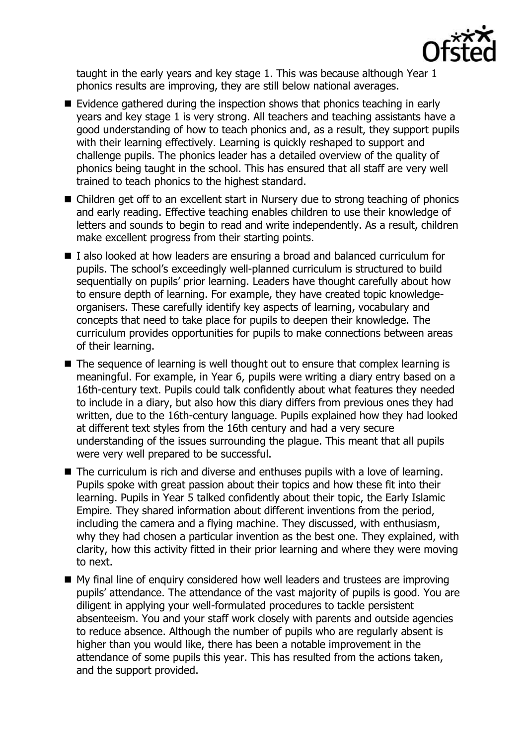taught in the early years and key stage 1. This was because although Year 1 phonics results are improving, they are still below national averages.

- Evidence gathered during the inspection shows that phonics teaching in early years and key stage 1 is very strong. All teachers and teaching assistants have a good understanding of how to teach phonics and, as a result, they support pupils with their learning effectively. Learning is quickly reshaped to support and challenge pupils. The phonics leader has a detailed overview of the quality of phonics being taught in the school. This has ensured that all staff are very well trained to teach phonics to the highest standard.
- Children get off to an excellent start in Nursery due to strong teaching of phonics and early reading. Effective teaching enables children to use their knowledge of letters and sounds to begin to read and write independently. As a result, children make excellent progress from their starting points.
- I also looked at how leaders are ensuring a broad and balanced curriculum for pupils. The school's exceedingly well-planned curriculum is structured to build sequentially on pupils' prior learning. Leaders have thought carefully about how to ensure depth of learning. For example, they have created topic knowledge-organisers. These carefully identify key aspects of learning, vocabulary and concepts that need to take place for pupils to deepen their knowledge. The curriculum provides opportunities for pupils to make connections between areas of their learning.
- The sequence of learning is well thought out to ensure that complex learning is meaningful. For example, in Year 6, pupils were writing a diary entry based on a 16th-century text. Pupils could talk confidently about what features they needed to include in a diary, but also how this diary differs from previous ones they had written, due to the 16th-century language. Pupils explained how they had looked at different text styles from the 16th century and had a very secure understanding of the issues surrounding the plague. This meant that all pupils were very well prepared to be successful.
- The curriculum is rich and diverse and enthuses pupils with a love of learning. Pupils spoke with great passion about their topics and how these fit into their learning. Pupils in Year 5 talked confidently about their topic, the Early Islamic Empire. They shared information about different inventions from the period, including the camera and a flying machine. They discussed, with enthusiasm, why they had chosen a particular invention as the best one. They explained, with clarity, how this activity fitted in their prior learning and where they were moving to next.
- My final line of enquiry considered how well leaders and trustees are improving pupils' attendance. The attendance of the vast majority of pupils is good. You are diligent in applying your well-formulated procedures to tackle persistent absenteeism. You and your staff work closely with parents and outside agencies to reduce absence. Although the number of pupils who are regularly absent is higher than you would like, there has been a notable improvement in the attendance of some pupils this year. This has resulted from the actions taken, and the support provided.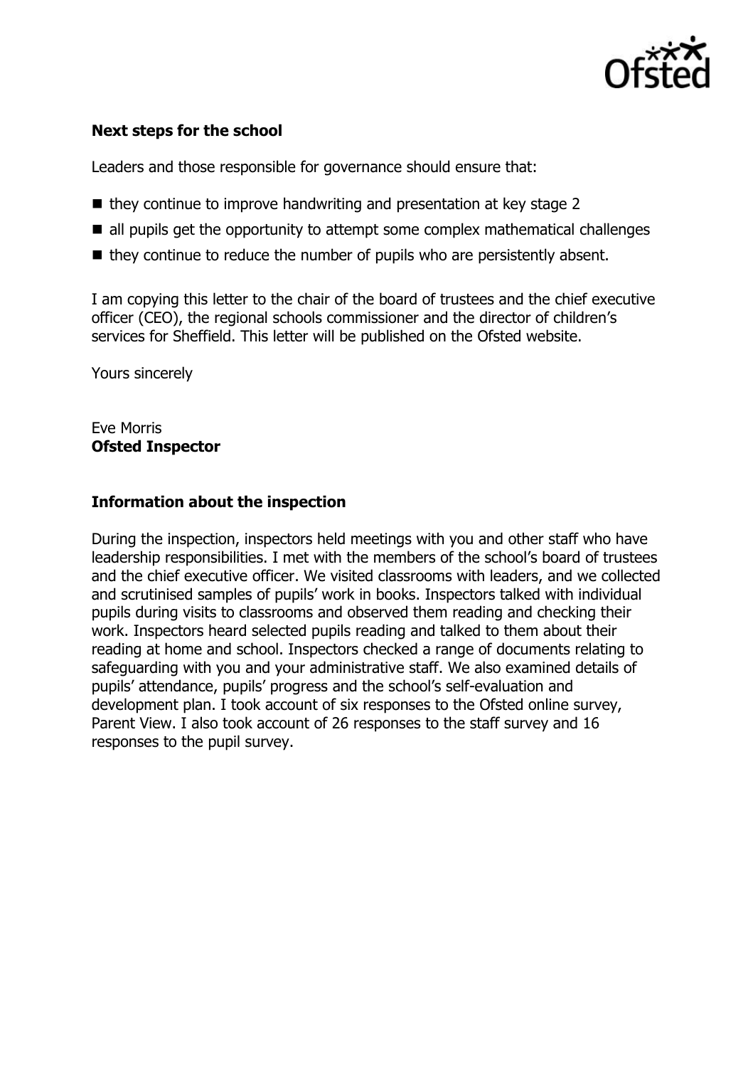### Next steps for the school

Leaders and those responsible for governance should ensure that:

- they continue to improve handwriting and presentation at key stage 2
- all pupils get the opportunity to attempt some complex mathematical challenges
- they continue to reduce the number of pupils who are persistently absent.

I am copying this letter to the chair of the board of trustees and the chief executive officer (CEO), the regional schools commissioner and the director of children's services for Sheffield. This letter will be published on the Ofsted website.

Yours sincerely

Eve Morris
**Ofsted Inspector**

### Information about the inspection

During the inspection, inspectors held meetings with you and other staff who have leadership responsibilities. I met with the members of the school's board of trustees and the chief executive officer. We visited classrooms with leaders, and we collected and scrutinised samples of pupils' work in books. Inspectors talked with individual pupils during visits to classrooms and observed them reading and checking their work. Inspectors heard selected pupils reading and talked to them about their reading at home and school. Inspectors checked a range of documents relating to safeguarding with you and your administrative staff. We also examined details of pupils' attendance, pupils' progress and the school's self-evaluation and development plan. I took account of six responses to the Ofsted online survey, Parent View. I also took account of 26 responses to the staff survey and 16 responses to the pupil survey.